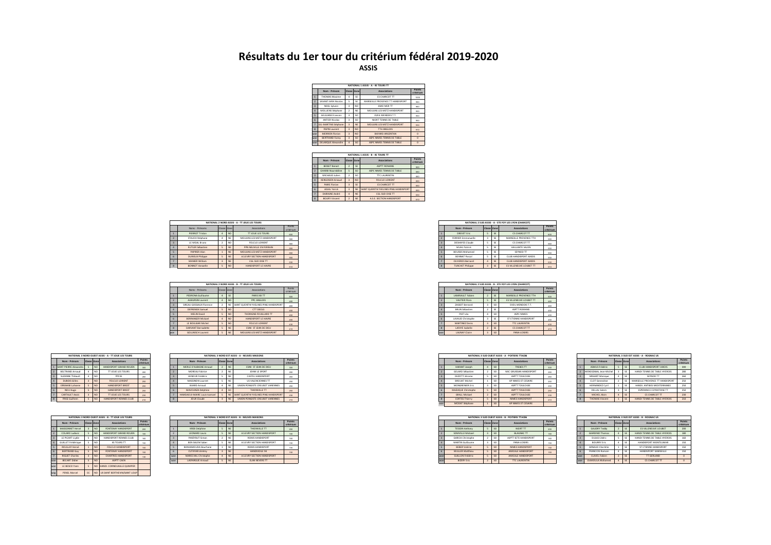# Résultats du 1er tour du critérium fédéral 2019-2020

## ASSIS

| NATIONAL 1 ASSIS - A - 4S TOURS TT | | | | | |
|---|---|---|---|---|---|
| | Nom - Prénom | Classe | Zone | Associations | Points critérium |
| 1 | THOMAS Maxime | 4 | SE | CS CHARCOT TT | 1000 |
| 2 | SAVANT-AIRA Nicolas | 5 | SE | MARSEILLE PROVENCE TT HANDISPORT | 880 |
| 3 | NOEL Sylvain | 4 | NO | AMO MER TT | 860 |
| 4 | MOLLIENS Stéphane | 2 | NE | MOULINS LES METZ HANDISPORT | 850 |
| 5 | GILLIANS Francois | 3 | SO | EVEIL MENDOIS T.T. | 840 |
| 6 | ANTIER Nicolas | 3 | SO | NIORT TENNIS DE TABLE | 850 |
| 7 | GIL-MARTINS Stéphane | 3 | NE | MOULINS LES METZ HANDISPORT | 830 |
| 8 | PAPIN Laurent | 3 | NO | TTH ANGLOIS | 810 |
| wo | MERRIEN Florian | 3 | NO | BAYARD ARGENTAN | 0 |
| wo | BERTRAND Fanny | 4 | SO | ASPC NIMES TENNIS DE TABLE | 0 |
| wo | DELAROUE Alexandre | 4 | SO | ASPC NIMES TENNIS DE TABLE | 0 |

| NATIONAL 1 ASSIS - B - 4S TOURS TT | | | | | |
|---|---|---|---|---|---|
| | Nom - Prénom | Classe | Zone | Associations | Points critérium |
| 1 | BOISET Benoit | 2 | SE | ASPTT ROMANS | 900 |
| 2 | GHARBI Noureddine | 5 | SO | ASPC NIMES TENNIS DE TABLE | 880 |
| 3 | MICHAUD Julien | 2 | SO | TTC LAURENTIN | 860 |
| 4 | KERGONAN Arnaud | 3 | NO | FOLCLO LORIENT | 850 |
| 5 | PARIS Florian | 3 | SE | CS CHARCOT TT | 850 |
| 6 | ADJAL Yanick | 3 | NE | SAINT QUENTIN YVELINES PING HANDISPORT | 850 |
| 7 | DAIRAINE André | 4 | NE | CGL SUD OISE TT | 830 |
| 8 | BOURY Vincent | 2 | NE | A.S.E. SECTION HANDISPORT | 810 |

| NATIONAL 2 NORD ASSIS - A - TT JOUE LES TOURS | | | | | |
|---|---|---|---|---|---|
| | Nom - Prénom | Classe | Zone | Associations | Points critérium |
| 1 | PIERROT Tristan | 4 | NO | TT JOUE LES TOURS | 600 |
| 2 | STAUCH Stéphane | 4 | NE | MOULINS LES METZ HANDISPORT | 580 |
| 3 | LE MEVAL Bruno | 2 | NO | FOLCLO LORIENT | 560 |
| 4 | RUTLER Sébastien | 5 | NE | PPN NEUVILLE EN FERRAIN | 550 |
| 5 | PAPRIER Alan | 1 | NE | MOULINS LES METZ HANDISPORT | 550 |
| 6 | DURIEUX Philippe | 5 | NE | A.S.EVRY SECTION HANDISPORT | 550 |
| 7 | MANIER William | 3 | NE | CGL SUD OISE TT | 530 |
| 8 | BONNOT Amandin | 5 | NO | HANDISPORT LE HAVRE | 510 |

| NATIONAL 2 NORD ASSIS - B - TT JOUE LES TOURS | | | | | |
|---|---|---|---|---|---|
| | Nom - Prénom | Classe | Zone | Associations | Points critérium |
| 1 | PEDRONA Guillaume | 4 | SE | PARIS XIII TT | 600 |
| 2 | AUBURSIN Laurent | 4 | NO | PPC ANGLOIS | 580 |
| 3 | SIREAU GOSSIAUX Florence | 2 | NE | SAINT QUENTIN YVELINES PING HANDISPORT | 560 |
| 4 | DEFRENEIX Samuel | 5 | NO | CTT DEOLS | 550 |
| 5 | MELIN David | 5 | NO | THORIGNE-FOUILLARD TT | 550 |
| 6 | BERRANGER Mickael | 4 | NO | HANDISPORT LE HAVRE | 550 |
| 7 | LE BOULBAR Michel | 5 | NO | FOLCLO LORIENT | 530 |
| 8 | DARVANT Bernadette | 5 | NE | ESPE ST JEAN DE DIEU | 510 |
| wo | GOLLNISCH Laurent | 5 | NE | MOULINS LES METZ HANDISPORT | |

| NATIONAL 2 SUD ASSIS - A - STE FOY LES LYON (CHARCOT) | | | | | |
|---|---|---|---|---|---|
| | Nom - Prénom | Classe | Zone | Associations | Points critérium |
| 1 | DREVET Eric | 5 | SE | CS CHARCOT TT | 600 |
| 2 | FERRIER Emmanuelle | 3 | SE | MARSEILLE PROVENCE TTH | 580 |
| 3 | DESHAYES Claude | 5 | SE | CS CHARCOT TT | 560 |
| 4 | MURE Patrick | 5 | SE | VAILLANTE SALON | 550 |
| 5 | BOUMIS Mohamed | 5 | SE | SEYNOD TT | 550 |
| 6 | BONNAT Pascal | 5 | SE | CLUB HANDISPORT AIXOIS | 550 |
| 7 | OLIVEROS Bertrand | 4 | SE | CLUB HANDISPORT AIXOIS | 530 |
| 8 | TURCHET Philippe | 3 | SE | ES VILLENEUVE LOUBET TT | 510 |

| NATIONAL 2 SUD ASSIS - B - STE FOY LES LYON (CHARCOT) | | | | | |
|---|---|---|---|---|---|
| | Nom - Prénom | Classe | Zone | Associations | Points critérium |
| 1 | LAMRAULT Fabien | 2 | SE | MARSEILLE PROVENCE TTH | 600 |
| 2 | VAUTIER Flora | 5 | SE | ES VILLENEUVE LOUBET TT | 580 |
| 3 | ZASSOT Bernard | 3 | SO | EVEIL MENDOIS T.T. | 460 |
| 4 | BRUN Sébastien | 2 | SE | ASPTT ROMANS | 450 |
| 5 | PIAT Léo | 4 | SO | ASPC NIMES | 450 |
| 6 | LAVAUD Christophe | 3 | SE | ST ETIENNE HANDISPORT | 450 |
| 7 | MARTINEZ Denis | 3 | SO | TTC LAURENTIN | 430 |
| 8 | LAFAYE Isabelle | 2 | SE | CS CHARCOT TT | 410 |
| wo | LAUNAY Claire | 3 | SO | PANA-LOISIRS | |

| NATIONAL 3 NORD OUEST ASSIS - A - TT JOUE LES TOURS | | | | | |
|---|---|---|---|---|---|
| | Nom - Prénom | Classe | Zone | Associations | Points critérium |
| 1 | SAINT PIERRE Alexandre | 5 | NO | HANDISPORT GRAND ROUEN | 300 |
| 2 | BELTRAND Arnaud | 4 | NO | TT JOUE LES TOURS | 280 |
| 3 | SUZANNE Thibault | 4 | NO | PPCSS | 260 |
| 4 | DUBOIS Gilles | 4 | NO | FOLCLO LORIENT | 250 |
| 5 | ERRAHBI Lahcene | 5 | NO | HANDISPORT BREST | 250 |
| 6 | NOU Hugo | 5 | NO | HANDISPORT BREST | 250 |
| 7 | CARTAULT Alexis | 4 | NO | TT JOUE LES TOURS | 230 |
| 8 | FRISE Guilhem | 5 | NO | HANDISPORT RENNES CLUB | 210 |

| NATIONAL 3 NORD OUEST ASSIS - B - TT JOUE LES TOURS | | | | | |
|---|---|---|---|---|---|
| | Nom - Prénom | Classe | Zone | Associations | Points critérium |
| 1 | MASSONNET Hervé | 3 | NO | FONTENAY HANDISPORT | 200 |
| 2 | COLARD Ludovic | 5 | NO | HANDISPORT GRAND ROUEN | 180 |
| 3 | LE PICART Lydie | 5 | NO | HANDISPORT RENNES CLUB | 160 |
| 4 | GUILLET Frédérique | 5 | NO | 4S TOURS TT | 150 |
| 5 | ROULLAY Hervé | 1 | NO | FOLCLO HANDISPORT | 150 |
| 6 | BERTRAND Guy | 5 | NO | FONTENAY HANDISPORT | 150 |
| 7 | RIGUET Charles | 4 | NO | CHARTRES HANDISPORT | 130 |
| wo | BECART Didier | 5 | NO | ASPTT CAEN | |
| wo | LE BESCO Yoan | 5 | NO | HANDI. CORNOUAILLE QUIMPER | |
| wo | PENEL Marcel | 5C | NO | US SAINT BERTHEVIN/SAINT LOUP | |

| NATIONAL 3 NORD EST ASSIS - A - NEUVES MAISONS | | | | | |
|---|---|---|---|---|---|
| | Nom - Prénom | Classe | Zone | Associations | Points critérium |
| 1 | MERLE D'AUBIGNE Arnaud | 2 | NE | ESPE ST JEAN DE DIEU | 300 |
| 2 | MOREAU Fabrice | 2 | NE | JEHM LE SPORT | 280 |
| 3 | HENROUX Frédéric | 5 | NE | CASTEL HANDISPORT | 260 |
| 4 | MASSINON Laurent | 5 | NE | US VALENCIENNES TT | 250 |
| 5 | ALBARD Arnaud | 4 | NE | UNION PONGISTE CREUSOT VARENNES | 250 |
| 6 | MAVOUNZA Delphine | 4 | SO | THIONVILLE TT | 250 |
| 7 | HAMDAOUI-MAIRE Louis-Samuel | 5 | NE | SAINT QUENTIN YVELINES PING HANDISPORT | 230 |
| 8 | JOUX Claude | 3 | NE | UNION PONGISTE CREUSOT VARENNES | 210 |

| NATIONAL 3 NORD EST ASSIS - B - NEUVES MAISONS | | | | | |
|---|---|---|---|---|---|
| | Nom - Prénom | Classe | Zone | Associations | Points critérium |
| 1 | KREB Delphine | 5 | NE | THIONVILLE TT | 200 |
| 2 | LEONARD Laura | 5 | NE | A.S.EVRY SECTION HANDISPORT | 180 |
| 3 | PANZYBUT Simon | 2 | NE | REIMS HANDISPORT | 160 |
| 4 | BEN SALEM Saber | 5 | NE | A.S.EVRY SECTION HANDISPORT | 150 |
| 5 | BENHAMOUDA Bouchaïb | 1 | NE | REIMS HANDISPORT | 150 |
| 6 | CUTAYAR Jérémy | 3 | NE | HANDIVOILE 59 | 150 |
| wo | MARECHAL Christophe | 4 | NE | A.S.EVRY SECTION HANDISPORT | |
| wo | LAFARGUE Arnaud | 5 | NE | ELAN NEVERS TT | |

| NATIONAL 3 SUD OUEST ASSIS - A - POITIERS TTACC6 | | | | | |
|---|---|---|---|---|---|
| | Nom - Prénom | Classe | Zone | Associations | Points critérium |
| 1 | HARANT Joseph | 4 | SO | TREBES TT | 300 |
| 2 | GILLARD Sébastien | 2 | SO | MSC GRUISSAN HANDISPORT | 280 |
| 3 | DEZOTTI Jérome | 5 | SO | ASPTT TOULOUSE | 260 |
| 4 | BROUAT Michel | 1 | SO | AP NIMES ST CESAIRE | 250 |
| 5 | MONGRENIER Eric | 3 | SO | ASPTT TOULOUSE | 250 |
| 6 | MAZUELLE Christophe | 5 | SO | ASPTT TOULOUSE | 250 |
| 7 | GRALL Mickael | 2 | SO | ASPTT TOULOUSE | 230 |
| 8 | CORTES Thierry | 5 | SO | NIMES HANDISPORT | 210 |
| wo | MODAT Stéphane | 1 | SO | AP NIMES ST CESAIRE | |

| NATIONAL 3 SUD OUEST ASSIS - B - POITIERS TTACC6 | | | | | |
|---|---|---|---|---|---|
| | Nom - Prénom | Classe | Zone | Associations | Points critérium |
| 1 | TESSON Anthony | 4 | SO | NIORT TT | 200 |
| 2 | SONVILLE Mickael | 3 | SO | BLAGNAC TT | 180 |
| 3 | GARCIA Christophe | 2 | SO | ASPTT SETE HANDISPORT | 160 |
| 4 | MARTIN Guillaume | 3 | SO | PANA-LOISIRS | 150 |
| 5 | BEBER Valérie | 5 | SO | NIMES HANDISPORT | 150 |
| 6 | MULLER Matthieu | 5 | SO | AMICALE HANDISPORT | 150 |
| wo | GUILLON Frédéric | 5 | SO | AMICALE HANDISPORT | |
| wo | BUSBY Eric | 2 | SO | TTC LAURENTIN | |

| NATIONAL 3 SUD EST ASSIS - A - ROGNAC US | | | | | |
|---|---|---|---|---|---|
| | Nom - Prénom | Classe | Zone | Associations | Points critérium |
| 1 | ABMUS Frédéric | 5 | SE | CLUB HANDISPORT AIXOIS | 300 |
| 2 | MENDZAMAL Jean-Michel | 3 | SE | HANDI TENNIS DE TABLE HYEROIS | 280 |
| 3 | SIRGANT Monique | 4 | SE | SEYNOD TT | 260 |
| 4 | CLOT Geneviève | 2 | SE | MARSEILLE PROVENCE TT HANDISPORT | 250 |
| 5 | HERNANDEZ Cyril | 5 | SE | HANDI. ANTIBES MEDITERRANEE | 250 |
| 6 | DELLAL Salem | 3 | SE | ESPERANCE CEYRESTOISE TT | 250 |
| 7 | MICHEL Alain | 4 | SE | CS CHARCOT TT | 240 |
| 8 | THOMAS Vincent | 1 | SE | HANDI TENNIS DE TABLE HYEROIS | 210 |

| NATIONAL 3 SUD EST ASSIS - B - ROGNAC US | | | | | |
|---|---|---|---|---|---|
| | Nom - Prénom | Classe | Zone | Associations | Points critérium |
| 1 | GAUDRY Teddy | 2 | SE | ES VILLENEUVE LOUBET | 200 |
| 2 | GUREDINO Thomas | 4 | SE | HANDI TENNIS DE TABLE HYEROIS | 180 |
| 3 | DUCAS Cédric | 5 | SE | HANDI TENNIS DE TABLE HYEROIS | 160 |
| 4 | BOURRY Eric | 4 | SE | HANDISPORT MONTELIMAR | 150 |
| 5 | ARNAUD Charlotte | 1 | SE | ST ETIENNE HANDISPORT | 150 |
| 6 | FRANCOIS Romain | 4 | SE | HANDISPORT MARSEILLE | 150 |
| wo | CLAVEL Fabien | 2 | SE | TT GERLAND | 0 |
| wo | OUHSSILA Mohamed | 4 | SE | CS CHARCOT TT | 0 |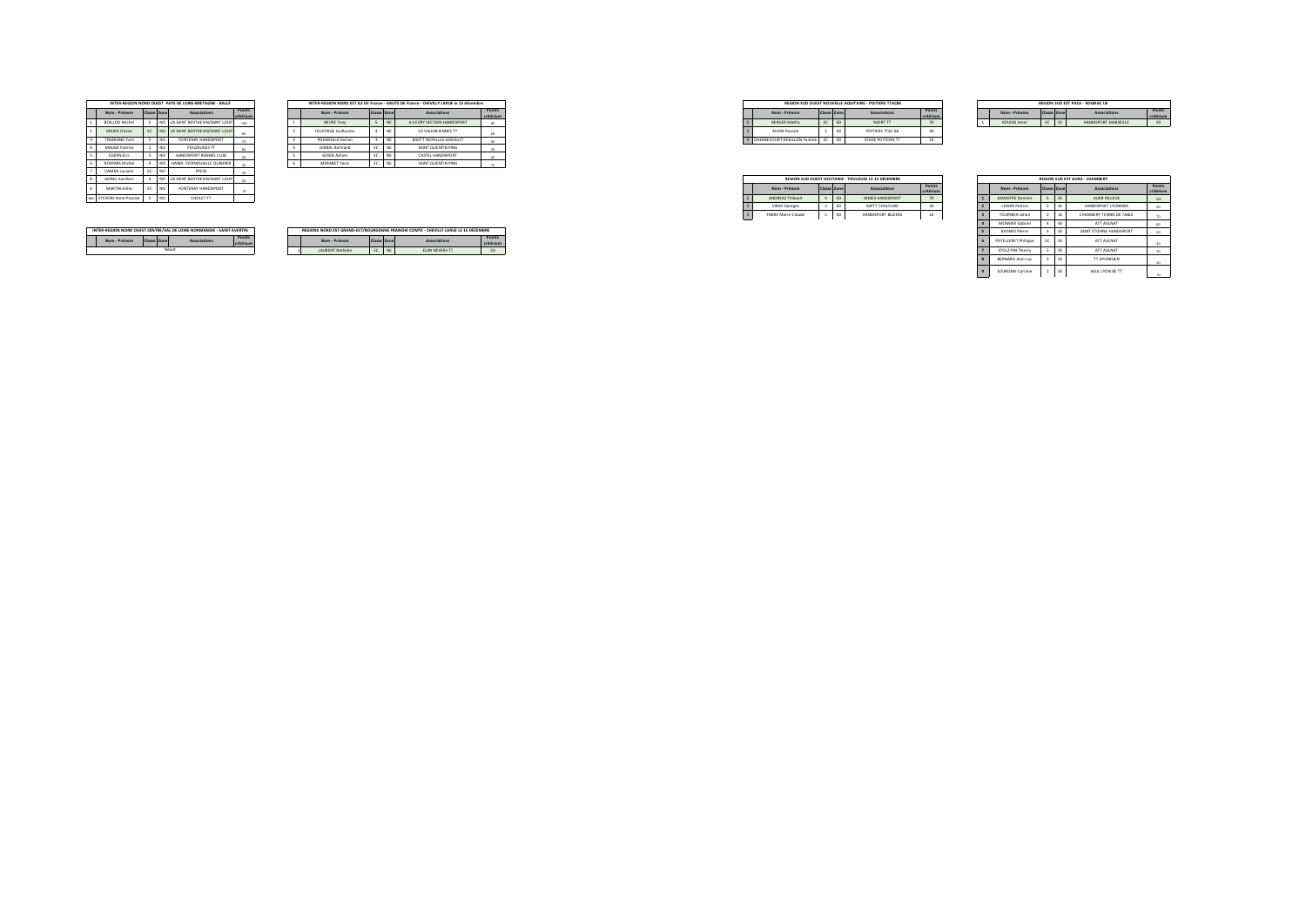| INTER-REGION NORD OUEST PAYS DE LOIRE-BRETAGNE - BALLE | | | | | |
|---|---|---|---|---|---|
| | Nom - Prénom | Classe | Zone | Associations | Points critérium |
| 1 | BOILLOD Michel | 5 | NO | US SAINT BERTHEVIN/SAINT LOUP | 100 |
| 2 | GRUDE Olivier | EC | NO | US SAINT BERTHEVIN/SAINT LOUP | 90 |
| 3 | TISSERAND Yves | 5 | NO | FONTENAY HANDISPORT | 70 |
| 4 | MAUGE Fabrice | 2 | NO | POUZAUGES TT | 60 |
| 5 | EDERN Eric | 5 | NO | HANDISPORT RENNES CLUB | 60 |
| 6 | BOSPARS Michel | 4 | NO | HANDI. CORNOUAILLE QUIMPER | 40 |
| 7 | CAMMI Luciano | EC | NO | PPCSS | 30 |
| 8 | GOREU Aurélien | 4 | NO | US SAINT BERTHEVIN/SAINT LOUP | 20 |
| 9 | MARTIN Gilles | EC | NO | FONTENAY HANDISPORT | 10 |
| wo | STEVENS Anne Pascale | 5 | NO | CHOLET TT | |

| INTER-REGION NORD EST ILE DE France - HAUTS DE France - CHEVILLY LARUE le 15 décembre | | | | | |
|---|---|---|---|---|---|
| | Nom - Prénom | Classe | Zone | Associations | Points critérium |
| 1 | BEVRE Tony | 5 | NE | A.S.EVRY SECTION HANDISPORT | 80 |
| 2 | DELFORGE Guillaume | 4 | NE | US VALENCIENNES TT | 60 |
| 3 | PODSKLOUX Dorian | 3 | NE | BADTT NOYELLES GODAULT | 50 |
| 4 | GERBAL Bertrand | EC | NE | SAINT QUENTIN PING | 30 |
| 5 | GOSSE Adrien | EC | NE | CASTEL HANDISPORT | 20 |
| 6 | MERABET Yanis | EC | NE | SAINT QUENTIN PING | 10 |

| INTER-REGION NORD OUEST CENTRE/VAL DE LOIRE-NORMANDIE - SAINT AVERTIN | | | | | |
|---|---|---|---|---|---|
| | Nom - Prénom | Classe | Zone | Associations | Points critérium |
| Néant | | | | | |

| REGIONS NORD EST GRAND-EST/BOURGOGNE FRANCHE COMTE - CHEVILLY LARUE LE 15 DECEMBRE | | | | | |
|---|---|---|---|---|---|
| | Nom - Prénom | Classe | Zone | Associations | Points critérium |
| 1 | LAURENT Nathalie | EC | NE | ELAN NEVERS TT | 50 |

| REGION SUD OUEST NOUVELLE AQUITAINE - POITIERS TTACBS | | | | | |
|---|---|---|---|---|---|
| | Nom - Prénom | Classe | Zone | Associations | Points critérium |
| 1 | BERGER Mathis | EC | SO | NIORT TT | 70 |
| 2 | AUVIN Pascale | 5 | SO | POITIERS TTAC 86 | 30 |
| 3 | SHERBECOURT-REBILLON Yannick | EC | SO | STADE POITEVIN TT | 10 |

| REGION SUD OUEST OCCITANIE - TOULOUSE LE 15 DÉCEMBRE | | | | | |
|---|---|---|---|---|---|
| | Nom - Prénom | Classe | Zone | Associations | Points critérium |
| 1 | ANDREAZ Thibault | 5 | SO | NIMES HANDISPORT | 70 |
| 2 | VIRAY Georges | 3 | SO | ASPTT TOULOUSE | 30 |
| 3 | FABRE Marie-Claude | 5 | SO | HANDISPORT BEZIERS | 10 |

| REGION SUD EST PACA - ROGNAC US | | | | | |
|---|---|---|---|---|---|
| | Nom - Prénom | Classe | Zone | Associations | Points critérium |
| 1 | KOUSSI Amar | EC | SE | HANDISPORT MARSEILLE | 50 |

| REGION SUD EST AURA - CHAMBERY | | | | | |
|---|---|---|---|---|---|
| | Nom - Prénom | Classe | Zone | Associations | Points critérium |
| 1 | MAHISTRE Damien | 5 | SE | ALVR RILLEUX | 100 |
| 2 | LESSER Patrick | 3 | SE | HANDISPORT LYONNAIS | 80 |
| 3 | TOURNIER Johan | 2 | SE | CHAMBERY TENNIS DE TABLE | 70 |
| 4 | MONNIER Gabriel | 4 | SE | ATT AULNAT | 60 |
| 5 | BAYARD Pierre | 3 | SE | SAINT ETIENNE HANDISPORT | 50 |
| 6 | POTELLERET Philippe | EC | SE | ATT AULNAT | 40 |
| 7 | STOLZ-PIN Thierry | 5 | SE | ATT AULNAT | 30 |
| 8 | BERNARD Jean-Luc | 2 | SE | TT DYONISIEN | 20 |
| 9 | JOURDAIN Corinne | 2 | SE | ASUL LYON 8E TT | 10 |